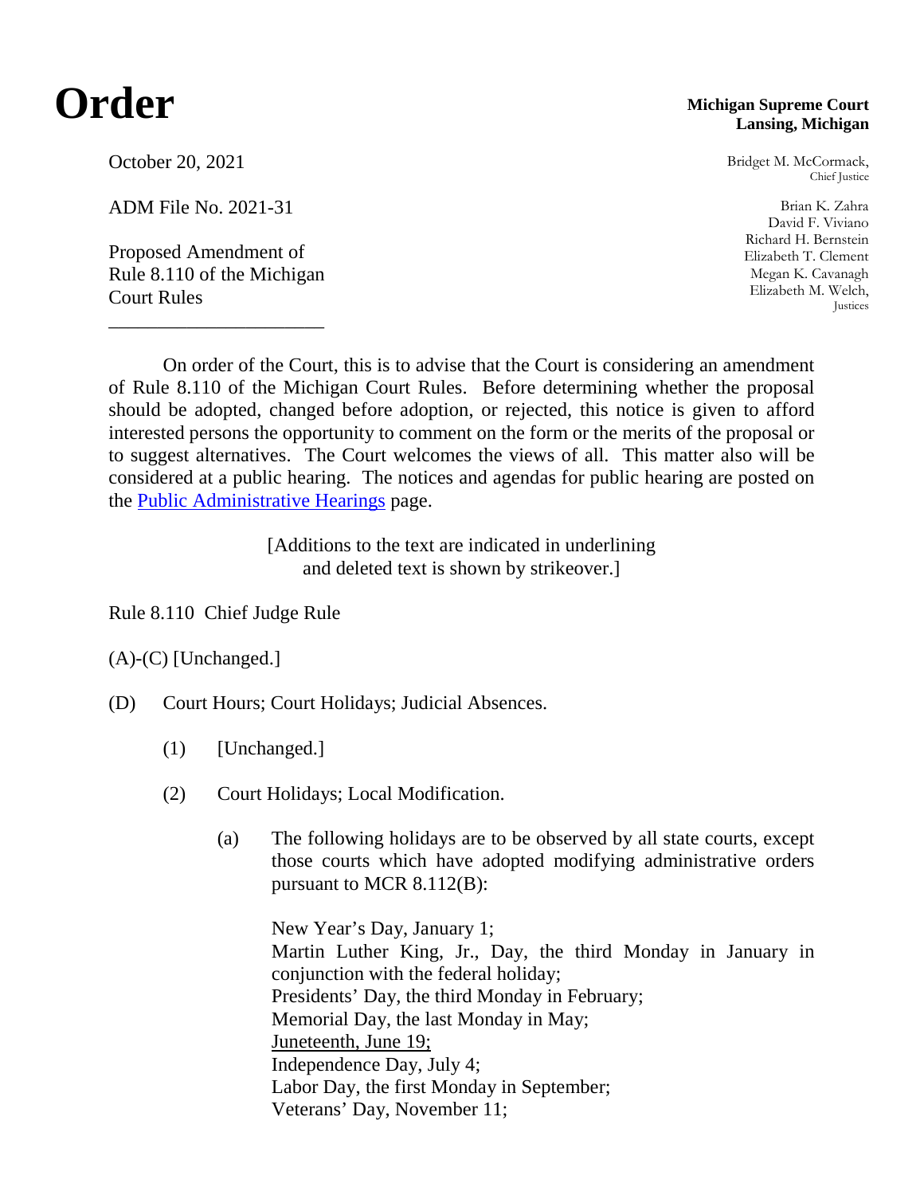# Order

**Michigan Supreme Court**
**Lansing, Michigan**

October 20, 2021

ADM File No. 2021-31

Proposed Amendment of
Rule 8.110 of the Michigan
Court Rules

---

Bridget M. McCormack,
Chief Justice

Brian K. Zahra
David F. Viviano
Richard H. Bernstein
Elizabeth T. Clement
Megan K. Cavanagh
Elizabeth M. Welch,
Justices

On order of the Court, this is to advise that the Court is considering an amendment of Rule 8.110 of the Michigan Court Rules. Before determining whether the proposal should be adopted, changed before adoption, or rejected, this notice is given to afford interested persons the opportunity to comment on the form or the merits of the proposal or to suggest alternatives. The Court welcomes the views of all. This matter also will be considered at a public hearing. The notices and agendas for public hearing are posted on the Public Administrative Hearings page.

[Additions to the text are indicated in underlining and deleted text is shown by strikeover.]

Rule 8.110 Chief Judge Rule

(A)-(C) [Unchanged.]

(D) Court Hours; Court Holidays; Judicial Absences.

(1) [Unchanged.]

(2) Court Holidays; Local Modification.

(a) The following holidays are to be observed by all state courts, except those courts which have adopted modifying administrative orders pursuant to MCR 8.112(B):

New Year's Day, January 1;
Martin Luther King, Jr., Day, the third Monday in January in conjunction with the federal holiday;
Presidents' Day, the third Monday in February;
Memorial Day, the last Monday in May;
<u>Juneteenth, June 19;</u>
Independence Day, July 4;
Labor Day, the first Monday in September;
Veterans' Day, November 11;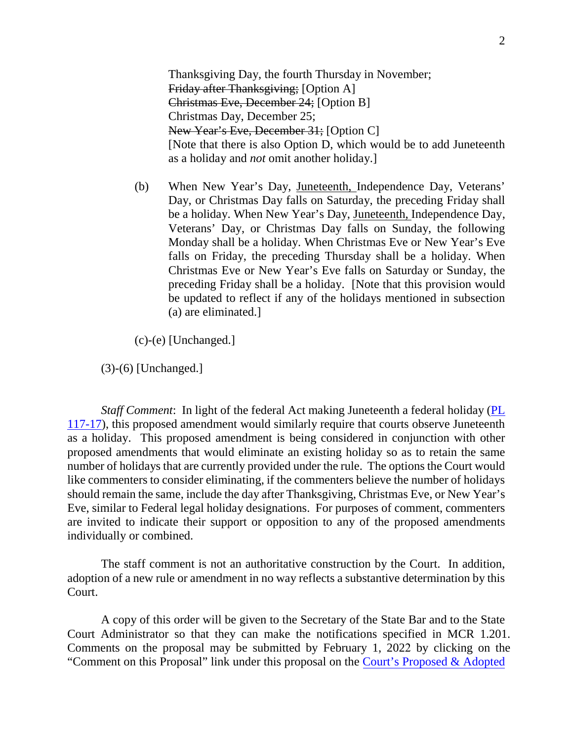Thanksgiving Day, the fourth Thursday in November;
~~Friday after Thanksgiving;~~ [Option A]
~~Christmas Eve, December 24;~~ [Option B]
Christmas Day, December 25;
~~New Year's Eve, December 31;~~ [Option C]
[Note that there is also Option D, which would be to add Juneteenth as a holiday and *not* omit another holiday.]

(b) When New Year's Day, <u>Juneteenth,</u> Independence Day, Veterans' Day, or Christmas Day falls on Saturday, the preceding Friday shall be a holiday. When New Year's Day, <u>Juneteenth,</u> Independence Day, Veterans' Day, or Christmas Day falls on Sunday, the following Monday shall be a holiday. When Christmas Eve or New Year's Eve falls on Friday, the preceding Thursday shall be a holiday. When Christmas Eve or New Year's Eve falls on Saturday or Sunday, the preceding Friday shall be a holiday. [Note that this provision would be updated to reflect if any of the holidays mentioned in subsection (a) are eliminated.]

(c)-(e) [Unchanged.]

(3)-(6) [Unchanged.]

*Staff Comment*: In light of the federal Act making Juneteenth a federal holiday (PL 117-17), this proposed amendment would similarly require that courts observe Juneteenth as a holiday. This proposed amendment is being considered in conjunction with other proposed amendments that would eliminate an existing holiday so as to retain the same number of holidays that are currently provided under the rule. The options the Court would like commenters to consider eliminating, if the commenters believe the number of holidays should remain the same, include the day after Thanksgiving, Christmas Eve, or New Year's Eve, similar to Federal legal holiday designations. For purposes of comment, commenters are invited to indicate their support or opposition to any of the proposed amendments individually or combined.

The staff comment is not an authoritative construction by the Court. In addition, adoption of a new rule or amendment in no way reflects a substantive determination by this Court.

A copy of this order will be given to the Secretary of the State Bar and to the State Court Administrator so that they can make the notifications specified in MCR 1.201. Comments on the proposal may be submitted by February 1, 2022 by clicking on the "Comment on this Proposal" link under this proposal on the Court's Proposed & Adopted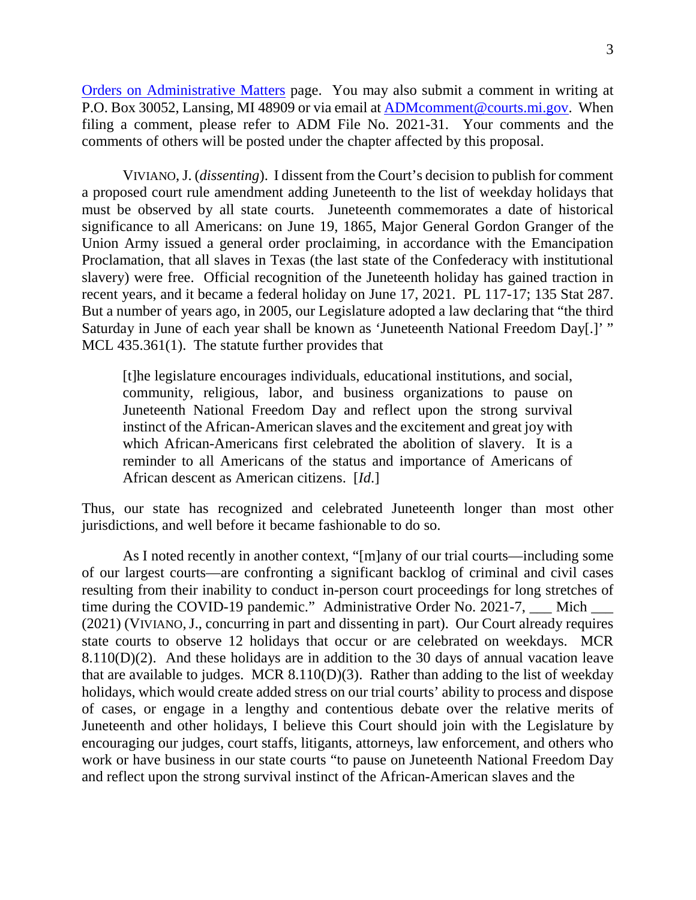Orders on Administrative Matters page. You may also submit a comment in writing at P.O. Box 30052, Lansing, MI 48909 or via email at ADMcomment@courts.mi.gov. When filing a comment, please refer to ADM File No. 2021-31. Your comments and the comments of others will be posted under the chapter affected by this proposal.

VIVIANO, J. (*dissenting*). I dissent from the Court's decision to publish for comment a proposed court rule amendment adding Juneteenth to the list of weekday holidays that must be observed by all state courts. Juneteenth commemorates a date of historical significance to all Americans: on June 19, 1865, Major General Gordon Granger of the Union Army issued a general order proclaiming, in accordance with the Emancipation Proclamation, that all slaves in Texas (the last state of the Confederacy with institutional slavery) were free. Official recognition of the Juneteenth holiday has gained traction in recent years, and it became a federal holiday on June 17, 2021. PL 117-17; 135 Stat 287. But a number of years ago, in 2005, our Legislature adopted a law declaring that "the third Saturday in June of each year shall be known as 'Juneteenth National Freedom Day[.]' " MCL 435.361(1). The statute further provides that

> [t]he legislature encourages individuals, educational institutions, and social, community, religious, labor, and business organizations to pause on Juneteenth National Freedom Day and reflect upon the strong survival instinct of the African-American slaves and the excitement and great joy with which African-Americans first celebrated the abolition of slavery. It is a reminder to all Americans of the status and importance of Americans of African descent as American citizens. [*Id.*]

Thus, our state has recognized and celebrated Juneteenth longer than most other jurisdictions, and well before it became fashionable to do so.

As I noted recently in another context, "[m]any of our trial courts—including some of our largest courts—are confronting a significant backlog of criminal and civil cases resulting from their inability to conduct in-person court proceedings for long stretches of time during the COVID-19 pandemic." Administrative Order No. 2021-7, ___ Mich ___ (2021) (VIVIANO, J., concurring in part and dissenting in part). Our Court already requires state courts to observe 12 holidays that occur or are celebrated on weekdays. MCR 8.110(D)(2). And these holidays are in addition to the 30 days of annual vacation leave that are available to judges. MCR 8.110(D)(3). Rather than adding to the list of weekday holidays, which would create added stress on our trial courts' ability to process and dispose of cases, or engage in a lengthy and contentious debate over the relative merits of Juneteenth and other holidays, I believe this Court should join with the Legislature by encouraging our judges, court staffs, litigants, attorneys, law enforcement, and others who work or have business in our state courts "to pause on Juneteenth National Freedom Day and reflect upon the strong survival instinct of the African-American slaves and the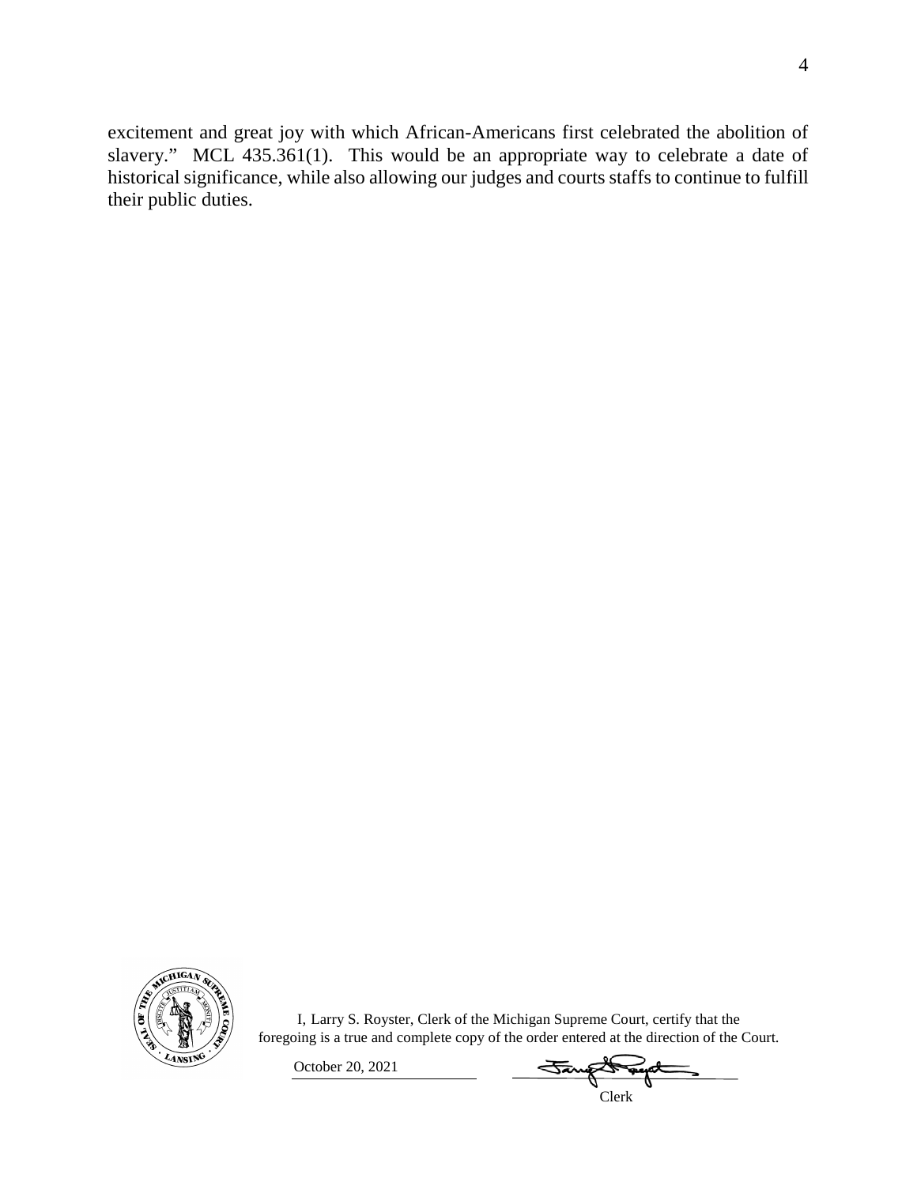excitement and great joy with which African-Americans first celebrated the abolition of slavery." MCL 435.361(1). This would be an appropriate way to celebrate a date of historical significance, while also allowing our judges and courts staffs to continue to fulfill their public duties.

I, Larry S. Royster, Clerk of the Michigan Supreme Court, certify that the foregoing is a true and complete copy of the order entered at the direction of the Court.

October 20, 2021

Clerk